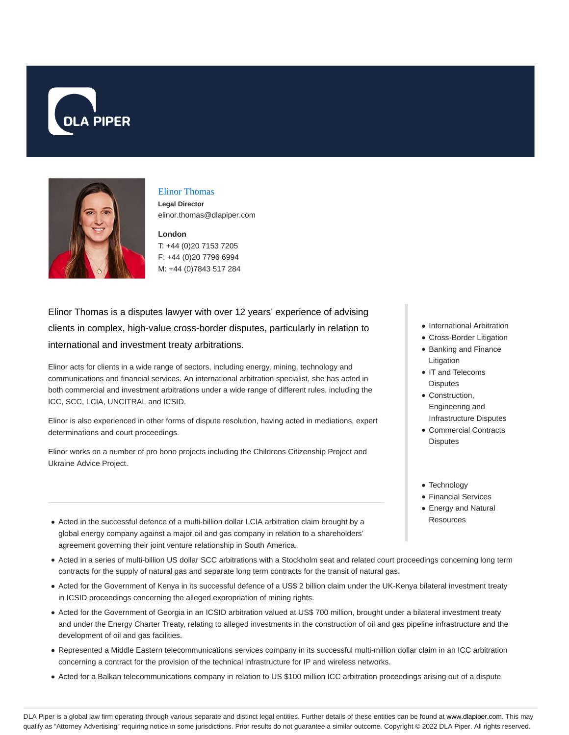DLA PIPER

## Elinor Thomas

**Legal Director**
elinor.thomas@dlapiper.com

**London**
T: +44 (0)20 7153 7205
F: +44 (0)20 7796 6994
M: +44 (0)7843 517 284

Elinor Thomas is a disputes lawyer with over 12 years' experience of advising clients in complex, high-value cross-border disputes, particularly in relation to international and investment treaty arbitrations.

Elinor acts for clients in a wide range of sectors, including energy, mining, technology and communications and financial services. An international arbitration specialist, she has acted in both commercial and investment arbitrations under a wide range of different rules, including the ICC, SCC, LCIA, UNCITRAL and ICSID.

Elinor is also experienced in other forms of dispute resolution, having acted in mediations, expert determinations and court proceedings.

Elinor works on a number of pro bono projects including the Childrens Citizenship Project and Ukraine Advice Project.

- International Arbitration
- Cross-Border Litigation
- Banking and Finance Litigation
- IT and Telecoms Disputes
- Construction, Engineering and Infrastructure Disputes
- Commercial Contracts Disputes

- Technology
- Financial Services
- Energy and Natural Resources

- Acted in the successful defence of a multi-billion dollar LCIA arbitration claim brought by a global energy company against a major oil and gas company in relation to a shareholders' agreement governing their joint venture relationship in South America.
- Acted in a series of multi-billion US dollar SCC arbitrations with a Stockholm seat and related court proceedings concerning long term contracts for the supply of natural gas and separate long term contracts for the transit of natural gas.
- Acted for the Government of Kenya in its successful defence of a US$ 2 billion claim under the UK-Kenya bilateral investment treaty in ICSID proceedings concerning the alleged expropriation of mining rights.
- Acted for the Government of Georgia in an ICSID arbitration valued at US$ 700 million, brought under a bilateral investment treaty and under the Energy Charter Treaty, relating to alleged investments in the construction of oil and gas pipeline infrastructure and the development of oil and gas facilities.
- Represented a Middle Eastern telecommunications services company in its successful multi-million dollar claim in an ICC arbitration concerning a contract for the provision of the technical infrastructure for IP and wireless networks.
- Acted for a Balkan telecommunications company in relation to US $100 million ICC arbitration proceedings arising out of a dispute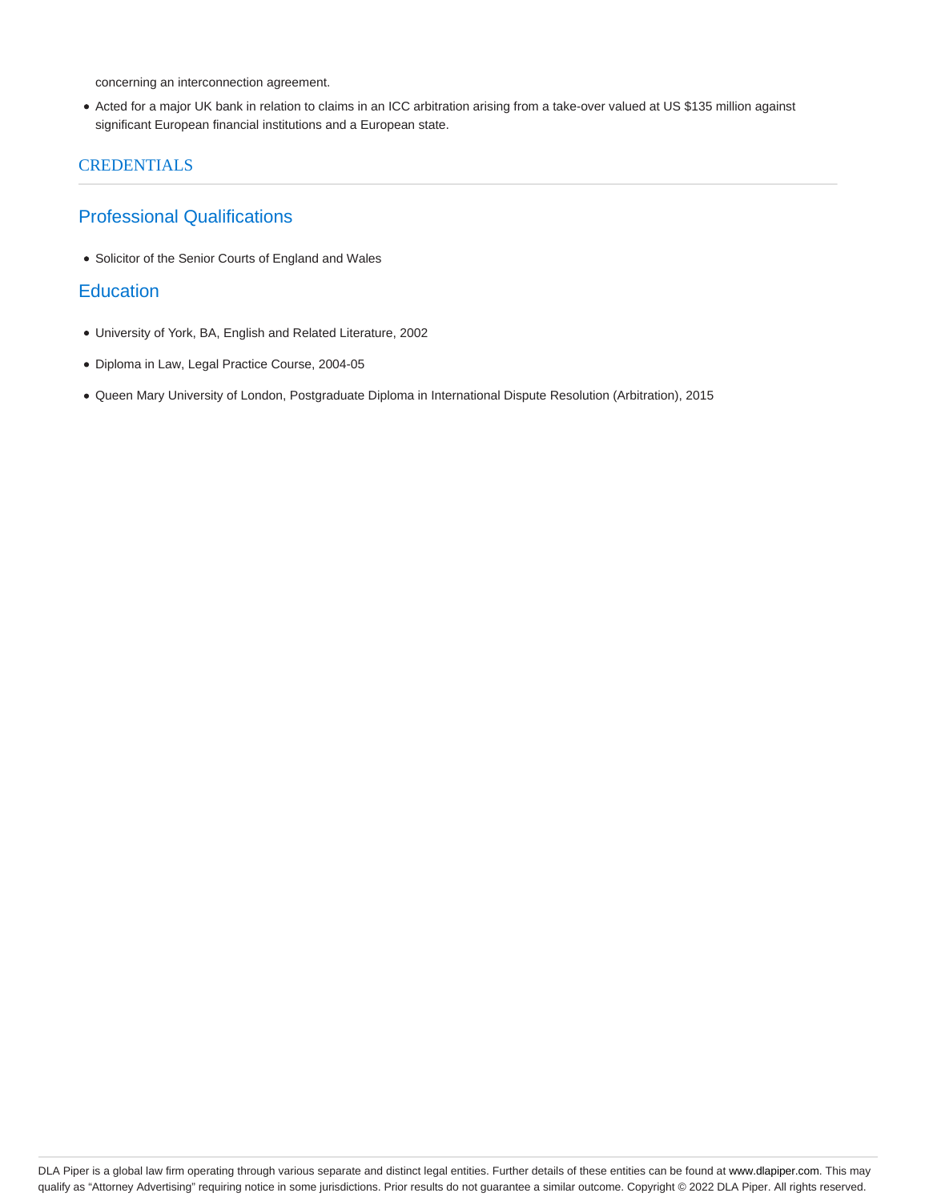concerning an interconnection agreement.

- Acted for a major UK bank in relation to claims in an ICC arbitration arising from a take-over valued at US $135 million against significant European financial institutions and a European state.

## CREDENTIALS

### Professional Qualifications

- Solicitor of the Senior Courts of England and Wales

### Education

- University of York, BA, English and Related Literature, 2002
- Diploma in Law, Legal Practice Course, 2004-05
- Queen Mary University of London, Postgraduate Diploma in International Dispute Resolution (Arbitration), 2015

DLA Piper is a global law firm operating through various separate and distinct legal entities. Further details of these entities can be found at www.dlapiper.com. This may qualify as “Attorney Advertising” requiring notice in some jurisdictions. Prior results do not guarantee a similar outcome. Copyright © 2022 DLA Piper. All rights reserved.